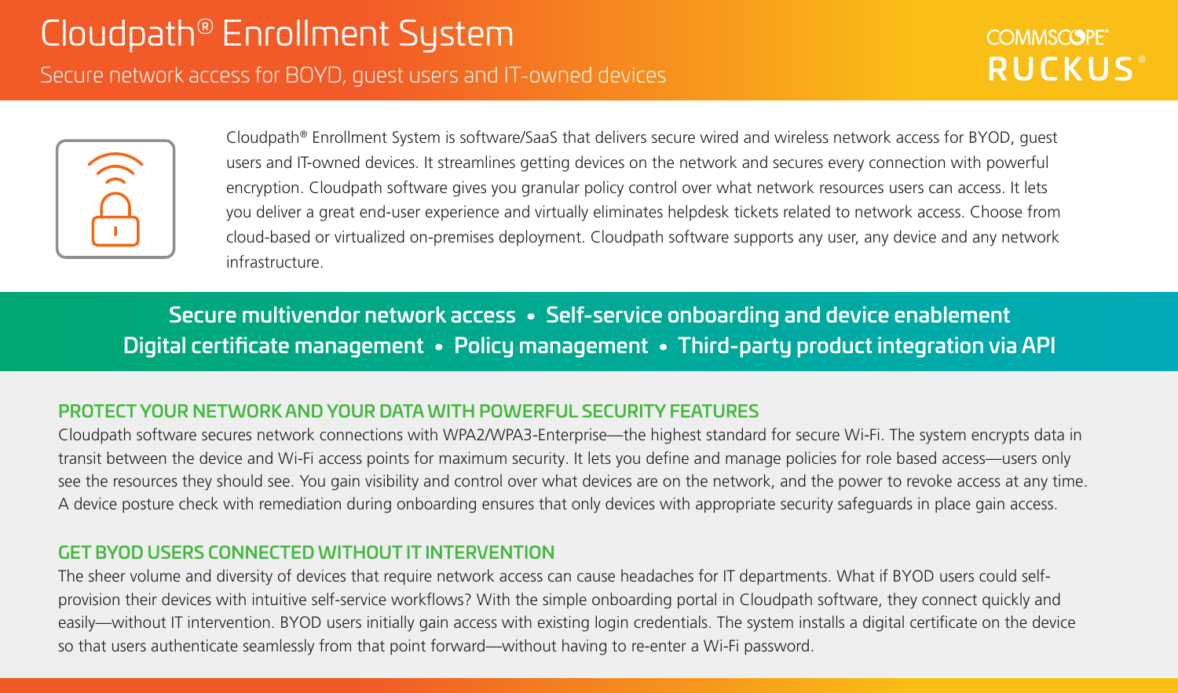# Cloudpath® Enrollment System

Secure network access for BOYD, guest users and IT-owned devices

COMMSCOPE® RUCKUS®

Cloudpath® Enrollment System is software/SaaS that delivers secure wired and wireless network access for BYOD, guest users and IT-owned devices. It streamlines getting devices on the network and secures every connection with powerful encryption. Cloudpath software gives you granular policy control over what network resources users can access. It lets you deliver a great end-user experience and virtually eliminates helpdesk tickets related to network access. Choose from cloud-based or virtualized on-premises deployment. Cloudpath software supports any user, any device and any network infrastructure.

**Secure multivendor network access • Self-service onboarding and device enablement**
**Digital certificate management • Policy management • Third-party product integration via API**

## PROTECT YOUR NETWORK AND YOUR DATA WITH POWERFUL SECURITY FEATURES

Cloudpath software secures network connections with WPA2/WPA3-Enterprise—the highest standard for secure Wi-Fi. The system encrypts data in transit between the device and Wi-Fi access points for maximum security. It lets you define and manage policies for role based access—users only see the resources they should see. You gain visibility and control over what devices are on the network, and the power to revoke access at any time. A device posture check with remediation during onboarding ensures that only devices with appropriate security safeguards in place gain access.

## GET BYOD USERS CONNECTED WITHOUT IT INTERVENTION

The sheer volume and diversity of devices that require network access can cause headaches for IT departments. What if BYOD users could self-provision their devices with intuitive self-service workflows? With the simple onboarding portal in Cloudpath software, they connect quickly and easily—without IT intervention. BYOD users initially gain access with existing login credentials. The system installs a digital certificate on the device so that users authenticate seamlessly from that point forward—without having to re-enter a Wi-Fi password.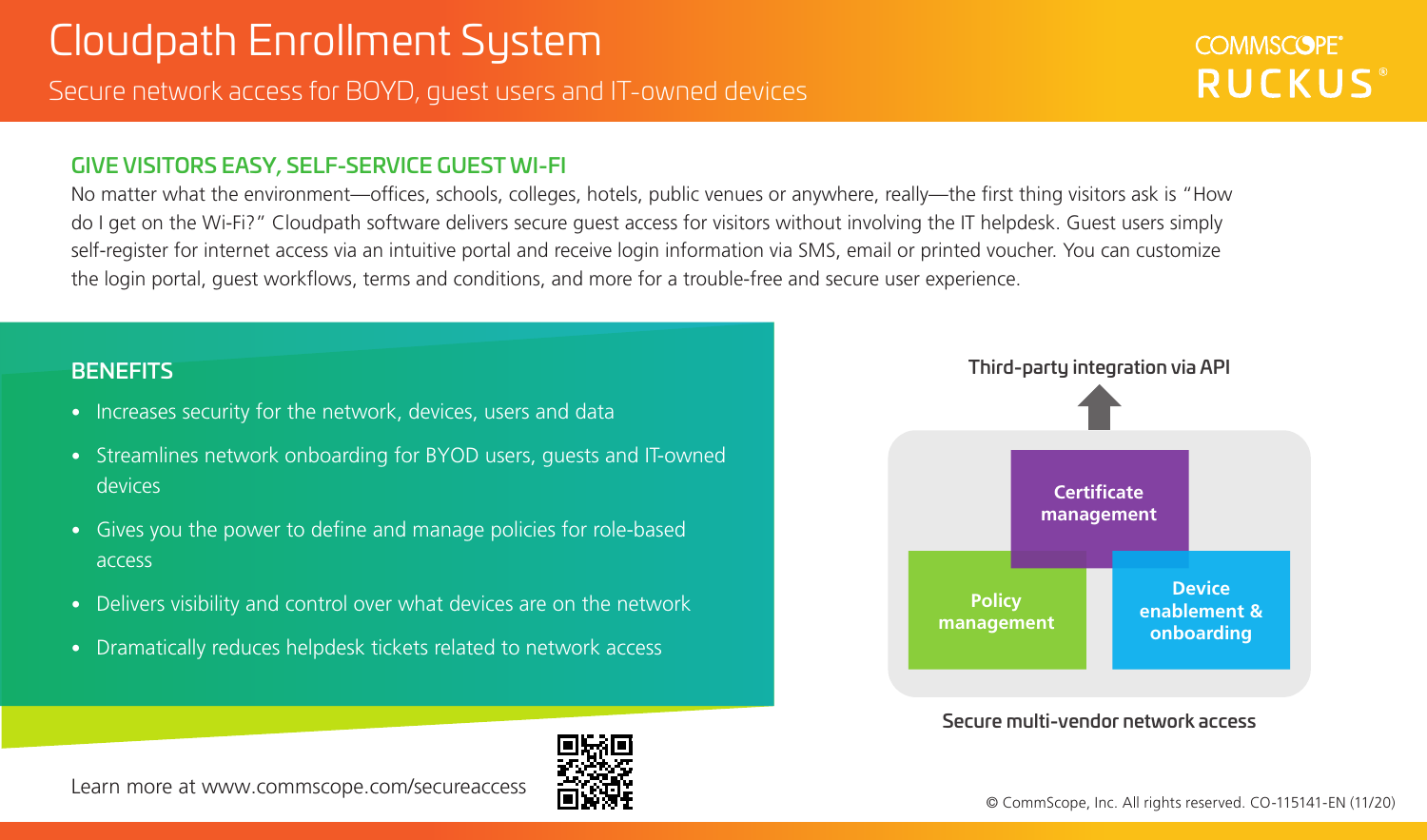# Cloudpath Enrollment System

Secure network access for BOYD, guest users and IT-owned devices

COMMSCOPE RUCKUS

## GIVE VISITORS EASY, SELF-SERVICE GUEST WI-FI

No matter what the environment—offices, schools, colleges, hotels, public venues or anywhere, really—the first thing visitors ask is "How do I get on the Wi-Fi?" Cloudpath software delivers secure guest access for visitors without involving the IT helpdesk. Guest users simply self-register for internet access via an intuitive portal and receive login information via SMS, email or printed voucher. You can customize the login portal, guest workflows, terms and conditions, and more for a trouble-free and secure user experience.

## BENEFITS

- Increases security for the network, devices, users and data
- Streamlines network onboarding for BYOD users, guests and IT-owned devices
- Gives you the power to define and manage policies for role-based access
- Delivers visibility and control over what devices are on the network
- Dramatically reduces helpdesk tickets related to network access

Third-party integration via API

Certificate management

Policy management

Device enablement & onboarding

Secure multi-vendor network access

Learn more at www.commscope.com/secureaccess

© CommScope, Inc. All rights reserved. CO-115141-EN (11/20)